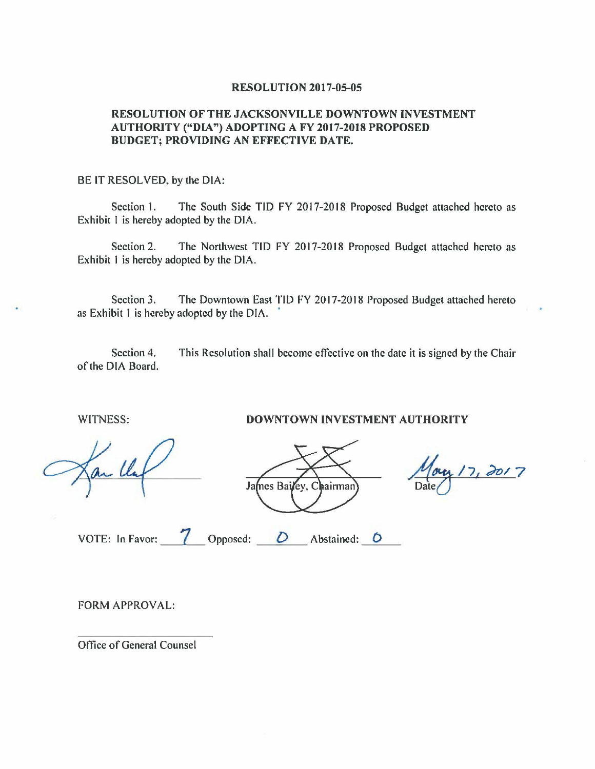**RESOLUTION 2017-05-05**

**RESOLUTION OF THE JACKSONVILLE DOWNTOWN INVESTMENT AUTHORITY ("DIA") ADOPTING A FY 2017-2018 PROPOSED BUDGET; PROVIDING AN EFFECTIVE DATE.**

BE IT RESOLVED, by the DIA:

Section 1. The South Side TID FY 2017-2018 Proposed Budget attached hereto as Exhibit 1 is hereby adopted by the DIA.

Section 2. The Northwest TID FY 2017-2018 Proposed Budget attached hereto as Exhibit 1 is hereby adopted by the DIA.

Section 3. The Downtown East TID FY 2017-2018 Proposed Budget attached hereto as Exhibit 1 is hereby adopted by the DIA.

Section 4. This Resolution shall become effective on the date it is signed by the Chair of the DIA Board.

WITNESS: **DOWNTOWN INVESTMENT AUTHORITY**

James Bailey, Chairman

Date: May 17, 2017

VOTE: In Favor: 7 Opposed: 0 Abstained: 0

FORM APPROVAL:

Office of General Counsel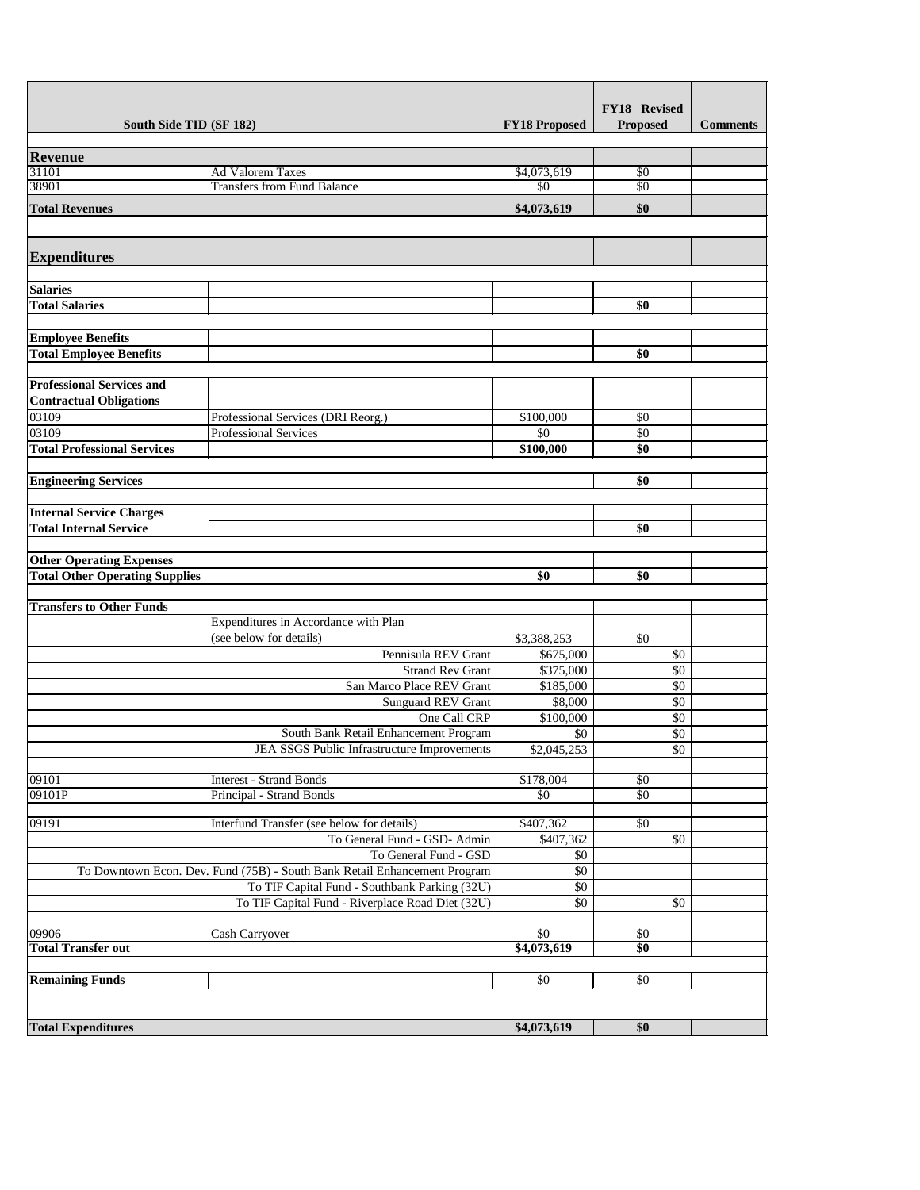| South Side TID | (SF 182) | FY18 Proposed | FY18 Revised Proposed | Comments |
|---|---|---|---|---|
| **Revenue** | | | | |
| 31101 | Ad Valorem Taxes | $4,073,619 | $0 | |
| 38901 | Transfers from Fund Balance | $0 | $0 | |
| **Total Revenues** | | **$4,073,619** | **$0** | |
| **Expenditures** | | | | |
| **Salaries** | | | | |
| **Total Salaries** | | | **$0** | |
| **Employee Benefits** | | | | |
| **Total Employee Benefits** | | | **$0** | |
| **Professional Services and Contractual Obligations** | | | | |
| 03109 | Professional Services (DRI Reorg.) | $100,000 | $0 | |
| 03109 | Professional Services | $0 | $0 | |
| **Total Professional Services** | | **$100,000** | **$0** | |
| **Engineering Services** | | | **$0** | |
| **Internal Service Charges** | | | | |
| **Total Internal Service** | | | **$0** | |
| **Other Operating Expenses** | | | | |
| **Total Other Operating Supplies** | | **$0** | **$0** | |
| **Transfers to Other Funds** | | | | |
| | Expenditures in Accordance with Plan (see below for details) | $3,388,253 | $0 | |
| | Pennisula REV Grant | $675,000 | $0 | |
| | Strand Rev Grant | $375,000 | $0 | |
| | San Marco Place REV Grant | $185,000 | $0 | |
| | Sunguard REV Grant | $8,000 | $0 | |
| | One Call CRP | $100,000 | $0 | |
| | South Bank Retail Enhancement Program | $0 | $0 | |
| | JEA SSGS Public Infrastructure Improvements | $2,045,253 | $0 | |
| 09101 | Interest - Strand Bonds | $178,004 | $0 | |
| 09101P | Principal - Strand Bonds | $0 | $0 | |
| 09191 | Interfund Transfer (see below for details) | $407,362 | $0 | |
| | To General Fund - GSD- Admin | $407,362 | $0 | |
| | To General Fund - GSD | $0 | | |
| | To Downtown Econ. Dev. Fund (75B) - South Bank Retail Enhancement Program | $0 | | |
| | To TIF Capital Fund - Southbank Parking (32U) | $0 | | |
| | To TIF Capital Fund - Riverplace Road Diet (32U) | $0 | $0 | |
| 09906 | Cash Carryover | $0 | $0 | |
| **Total Transfer out** | | **$4,073,619** | **$0** | |
| **Remaining Funds** | | $0 | $0 | |
| **Total Expenditures** | | **$4,073,619** | **$0** | |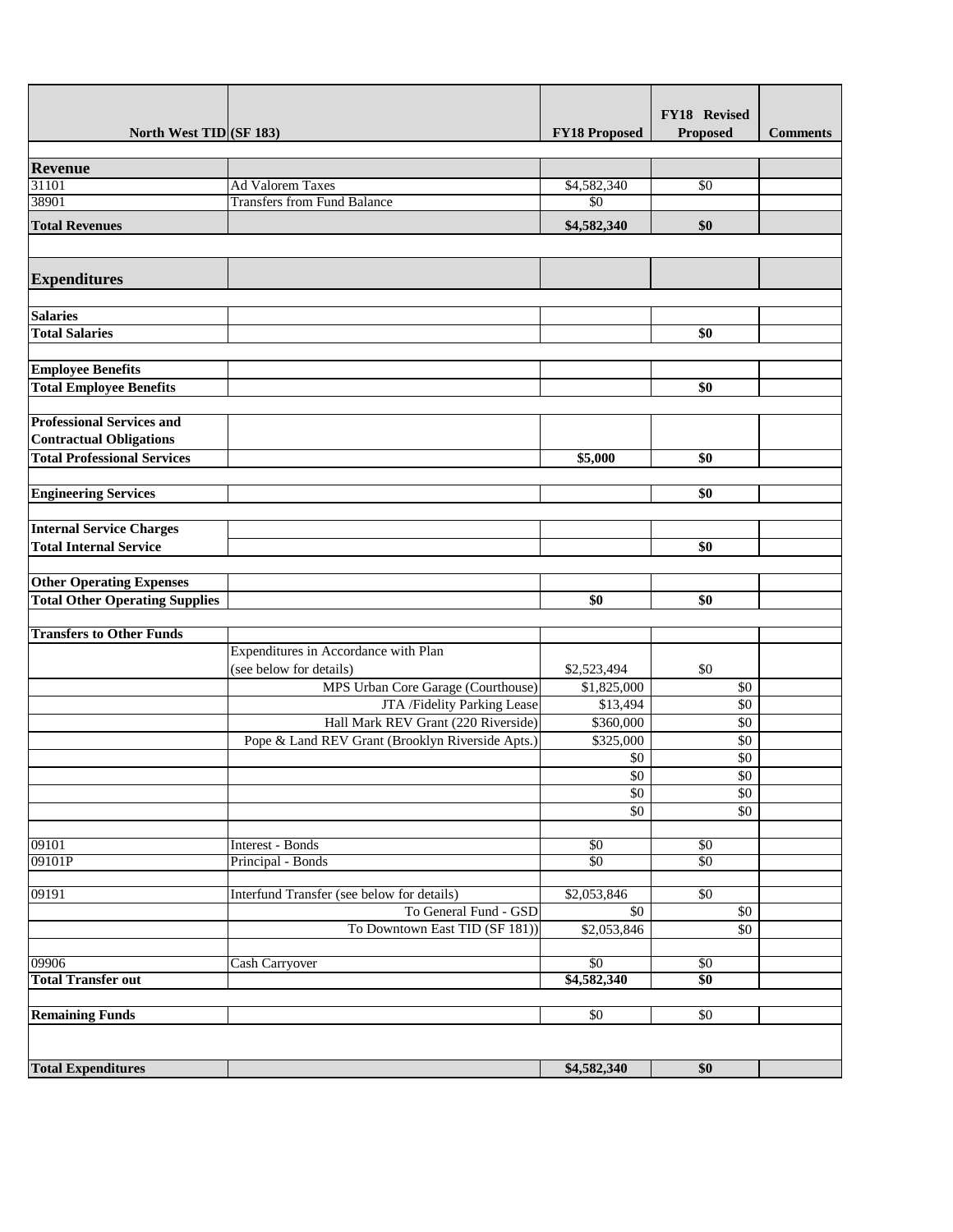| North West TID | (SF 183) | FY18 Proposed | FY18 Revised Proposed | Comments |
|---|---|---|---|---|
| **Revenue** | | | | |
| 31101 | Ad Valorem Taxes | $4,582,340 | $0 | |
| 38901 | Transfers from Fund Balance | $0 | | |
| **Total Revenues** | | **$4,582,340** | **$0** | |
| | | | | |
| **Expenditures** | | | | |
| | | | | |
| **Salaries** | | | | |
| **Total Salaries** | | | **$0** | |
| | | | | |
| **Employee Benefits** | | | | |
| **Total Employee Benefits** | | | **$0** | |
| | | | | |
| **Professional Services and Contractual Obligations** | | | | |
| **Total Professional Services** | | **$5,000** | **$0** | |
| | | | | |
| **Engineering Services** | | | **$0** | |
| | | | | |
| **Internal Service Charges** | | | | |
| **Total Internal Service** | | | **$0** | |
| | | | | |
| **Other Operating Expenses** | | | | |
| **Total Other Operating Supplies** | | **$0** | **$0** | |
| | | | | |
| **Transfers to Other Funds** | | | | |
| | Expenditures in Accordance with Plan (see below for details) | $2,523,494 | $0 | |
| | MPS Urban Core Garage (Courthouse) | $1,825,000 | $0 | |
| | JTA /Fidelity Parking Lease | $13,494 | $0 | |
| | Hall Mark REV Grant (220 Riverside) | $360,000 | $0 | |
| | Pope & Land REV Grant (Brooklyn Riverside Apts.) | $325,000 | $0 | |
| | | $0 | $0 | |
| | | $0 | $0 | |
| | | $0 | $0 | |
| | | $0 | $0 | |
| | | | | |
| 09101 | Interest - Bonds | $0 | $0 | |
| 09101P | Principal - Bonds | $0 | $0 | |
| | | | | |
| 09191 | Interfund Transfer (see below for details) | $2,053,846 | $0 | |
| | To General Fund - GSD | $0 | $0 | |
| | To Downtown East TID (SF 181)) | $2,053,846 | $0 | |
| | | | | |
| 09906 | Cash Carryover | $0 | $0 | |
| **Total Transfer out** | | **$4,582,340** | **$0** | |
| | | | | |
| **Remaining Funds** | | $0 | $0 | |
| | | | | |
| **Total Expenditures** | | **$4,582,340** | **$0** | |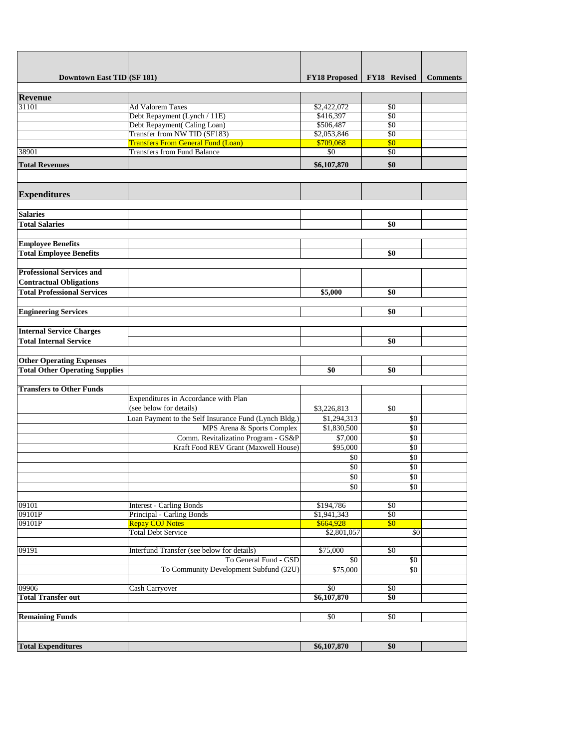| Downtown East TID | (SF 181) | FY18 Proposed | FY18 Revised | Comments |
|---|---|---|---|---|
| **Revenue** | | | | |
| 31101 | Ad Valorem Taxes | $2,422,072 | $0 | |
| | Debt Repayment (Lynch / 11E) | $416,397 | $0 | |
| | Debt Repayment( Caling Loan) | $506,487 | $0 | |
| | Transfer from NW TID (SF183) | $2,053,846 | $0 | |
| | Transfers From General Fund (Loan) | $709,068 | $0 | |
| 38901 | Transfers from Fund Balance | $0 | $0 | |
| **Total Revenues** | | **$6,107,870** | **$0** | |
| **Expenditures** | | | | |
| **Salaries** | | | | |
| **Total Salaries** | | | **$0** | |
| **Employee Benefits** | | | | |
| **Total Employee Benefits** | | | **$0** | |
| **Professional Services and Contractual Obligations** | | | | |
| **Total Professional Services** | | **$5,000** | **$0** | |
| **Engineering Services** | | | **$0** | |
| **Internal Service Charges** | | | | |
| **Total Internal Service** | | | **$0** | |
| **Other Operating Expenses** | | | | |
| **Total Other Operating Supplies** | | **$0** | **$0** | |
| **Transfers to Other Funds** | | | | |
| | Expenditures in Accordance with Plan (see below for details) | $3,226,813 | $0 | |
| | Loan Payment to the Self Insurance Fund (Lynch Bldg.) | $1,294,313 | $0 | |
| | MPS Arena & Sports Complex | $1,830,500 | $0 | |
| | Comm. Revitalizatino Program - GS&P | $7,000 | $0 | |
| | Kraft Food REV Grant (Maxwell House) | $95,000 | $0 | |
| | | $0 | $0 | |
| | | $0 | $0 | |
| | | $0 | $0 | |
| | | $0 | $0 | |
| 09101 | Interest - Carling Bonds | $194,786 | $0 | |
| 09101P | Principal - Carling Bonds | $1,941,343 | $0 | |
| 09101P | Repay COJ Notes | $664,928 | $0 | |
| | Total Debt Service | $2,801,057 | $0 | |
| 09191 | Interfund Transfer (see below for details) | $75,000 | $0 | |
| | To General Fund - GSD | $0 | $0 | |
| | To Community Development Subfund (32U) | $75,000 | $0 | |
| 09906 | Cash Carryover | $0 | $0 | |
| **Total Transfer out** | | **$6,107,870** | **$0** | |
| **Remaining Funds** | | $0 | $0 | |
| **Total Expenditures** | | **$6,107,870** | **$0** | |